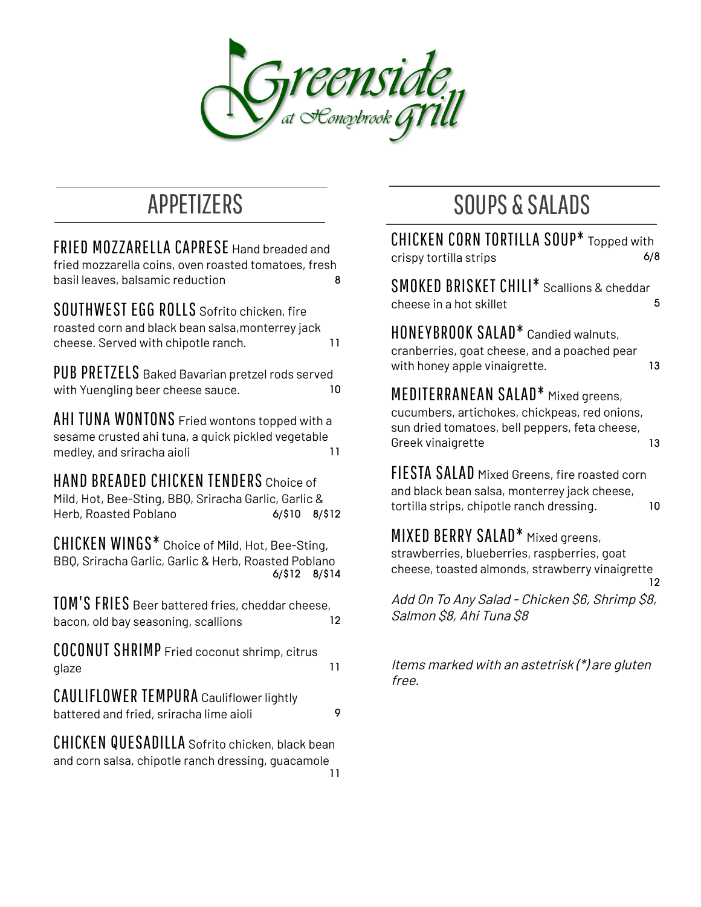# Greenside at Honeybrook Grill

## APPETIZERS

**FRIED MOZZARELLA CAPRESE** Hand breaded and fried mozzarella coins, oven roasted tomatoes, fresh basil leaves, balsamic reduction — 8

**SOUTHWEST EGG ROLLS** Sofrito chicken, fire roasted corn and black bean salsa,monterrey jack cheese. Served with chipotle ranch. — 11

**PUB PRETZELS** Baked Bavarian pretzel rods served with Yuengling beer cheese sauce. — 10

**AHI TUNA WONTONS** Fried wontons topped with a sesame crusted ahi tuna, a quick pickled vegetable medley, and sriracha aioli — 11

**HAND BREADED CHICKEN TENDERS** Choice of Mild, Hot, Bee-Sting, BBQ, Sriracha Garlic, Garlic & Herb, Roasted Poblano — 6/$10 8/$12

**CHICKEN WINGS*** Choice of Mild, Hot, Bee-Sting, BBQ, Sriracha Garlic, Garlic & Herb, Roasted Poblano — 6/$12 8/$14

**TOM'S FRIES** Beer battered fries, cheddar cheese, bacon, old bay seasoning, scallions — 12

**COCONUT SHRIMP** Fried coconut shrimp, citrus glaze — 11

**CAULIFLOWER TEMPURA** Cauliflower lightly battered and fried, sriracha lime aioli — 9

**CHICKEN QUESADILLA** Sofrito chicken, black bean and corn salsa, chipotle ranch dressing, guacamole — 11

## SOUPS & SALADS

**CHICKEN CORN TORTILLA SOUP*** Topped with crispy tortilla strips — 6/8

**SMOKED BRISKET CHILI*** Scallions & cheddar cheese in a hot skillet — 5

**HONEYBROOK SALAD*** Candied walnuts, cranberries, goat cheese, and a poached pear with honey apple vinaigrette. — 13

**MEDITERRANEAN SALAD*** Mixed greens, cucumbers, artichokes, chickpeas, red onions, sun dried tomatoes, bell peppers, feta cheese, Greek vinaigrette — 13

**FIESTA SALAD** Mixed Greens, fire roasted corn and black bean salsa, monterey jack cheese, tortilla strips, chipotle ranch dressing. — 10

**MIXED BERRY SALAD*** Mixed greens, strawberries, blueberries, raspberries, goat cheese, toasted almonds, strawberry vinaigrette — 12

*Add On To Any Salad - Chicken $6, Shrimp $8, Salmon $8, Ahi Tuna $8*

*Items marked with an astetrisk (*) are gluten free.*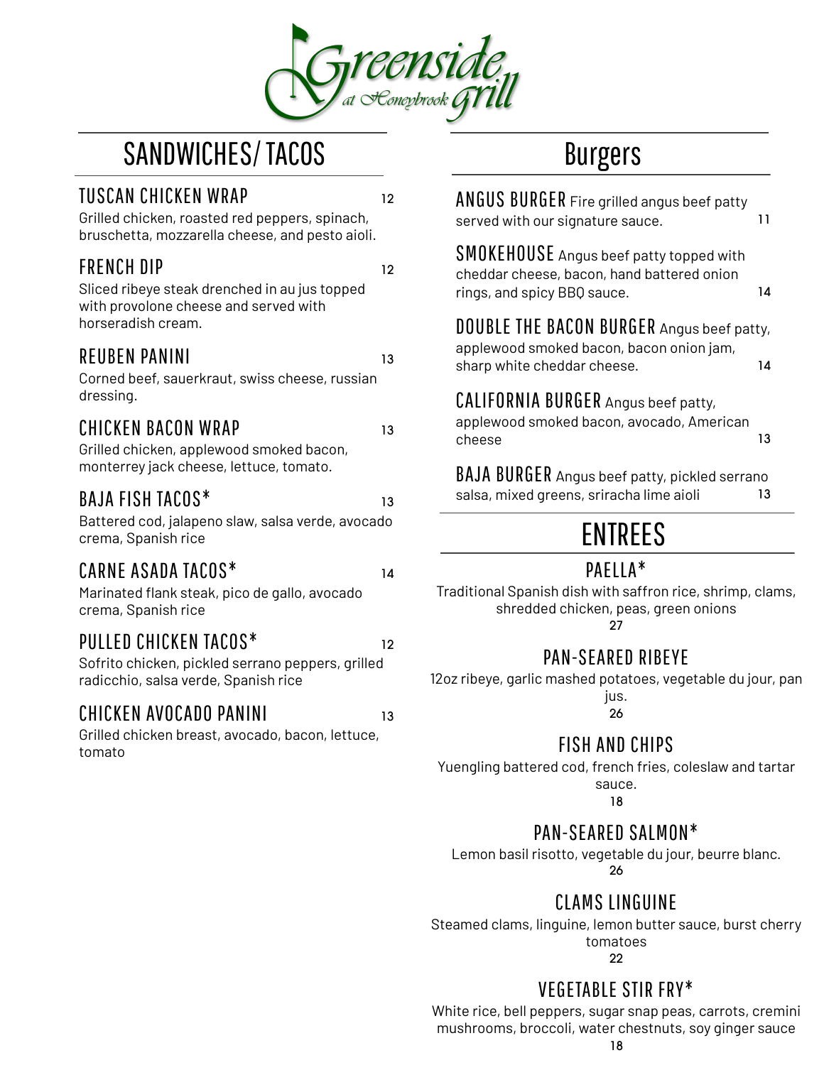# Greenside at Honeybrook Grill

## SANDWICHES/ TACOS

### TUSCAN CHICKEN WRAP 12
Grilled chicken, roasted red peppers, spinach, bruschetta, mozzarella cheese, and pesto aioli.

### FRENCH DIP 12
Sliced ribeye steak drenched in au jus topped with provolone cheese and served with horseradish cream.

### REUBEN PANINI 13
Corned beef, sauerkraut, swiss cheese, russian dressing.

### CHICKEN BACON WRAP 13
Grilled chicken, applewood smoked bacon, monterrey jack cheese, lettuce, tomato.

### BAJA FISH TACOS* 13
Battered cod, jalapeno slaw, salsa verde, avocado crema, Spanish rice

### CARNE ASADA TACOS* 14
Marinated flank steak, pico de gallo, avocado crema, Spanish rice

### PULLED CHICKEN TACOS* 12
Sofrito chicken, pickled serrano peppers, grilled radicchio, salsa verde, Spanish rice

### CHICKEN AVOCADO PANINI 13
Grilled chicken breast, avocado, bacon, lettuce, tomato

## Burgers

**ANGUS BURGER** Fire grilled angus beef patty served with our signature sauce. 11

**SMOKEHOUSE** Angus beef patty topped with cheddar cheese, bacon, hand battered onion rings, and spicy BBQ sauce. 14

**DOUBLE THE BACON BURGER** Angus beef patty, applewood smoked bacon, bacon onion jam, sharp white cheddar cheese. 14

**CALIFORNIA BURGER** Angus beef patty, applewood smoked bacon, avocado, American cheese 13

**BAJA BURGER** Angus beef patty, pickled serrano salsa, mixed greens, sriracha lime aioli 13

## ENTREES

### PAELLA*
Traditional Spanish dish with saffron rice, shrimp, clams, shredded chicken, peas, green onions
27

### PAN-SEARED RIBEYE
12oz ribeye, garlic mashed potatoes, vegetable du jour, pan jus.
26

### FISH AND CHIPS
Yuengling battered cod, french fries, coleslaw and tartar sauce.
18

### PAN-SEARED SALMON*
Lemon basil risotto, vegetable du jour, beurre blanc.
26

### CLAMS LINGUINE
Steamed clams, linguine, lemon butter sauce, burst cherry tomatoes
22

### VEGETABLE STIR FRY*
White rice, bell peppers, sugar snap peas, carrots, cremini mushrooms, broccoli, water chestnuts, soy ginger sauce
18